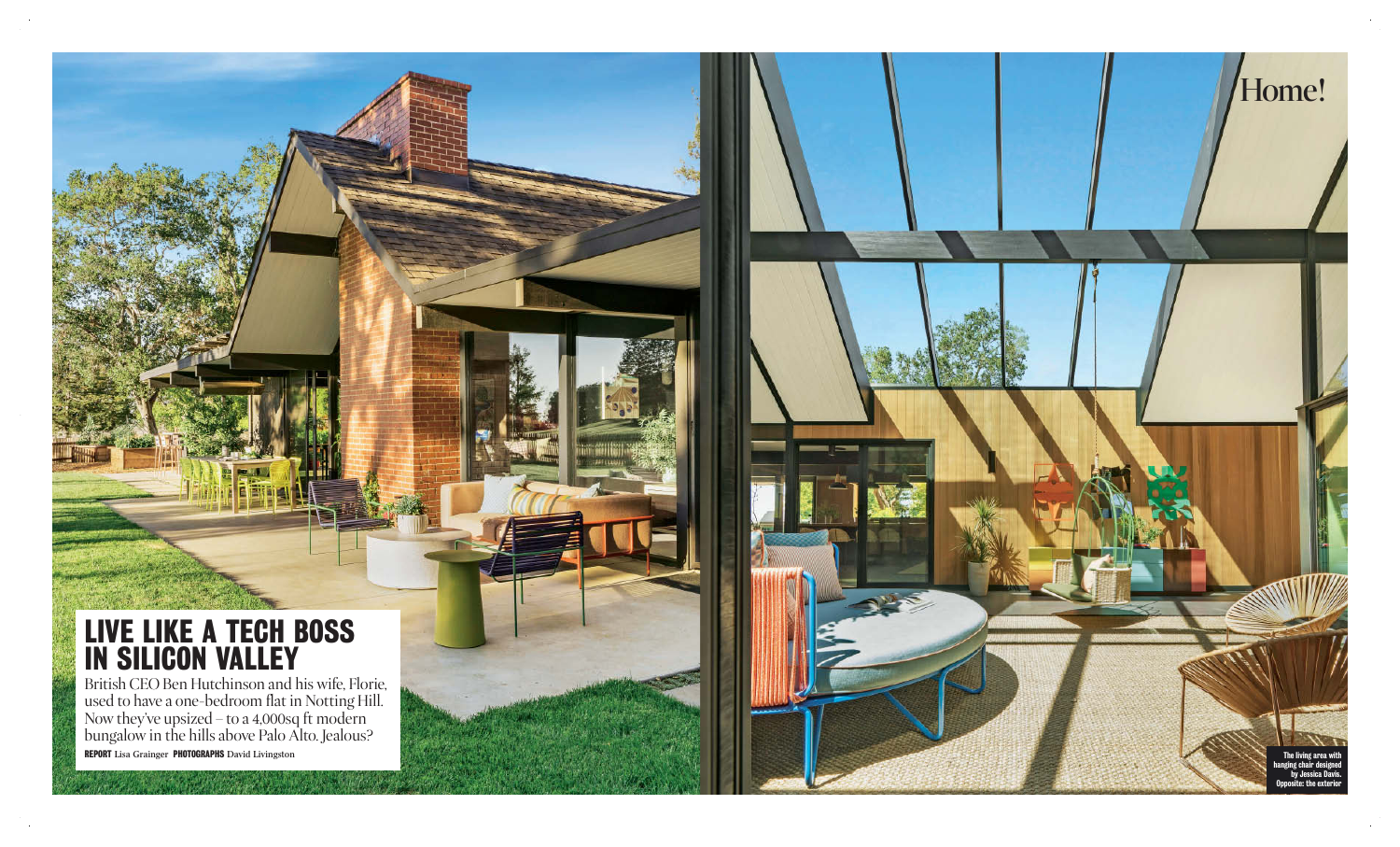Home!

# LIVE LIKE A TECH BOSS IN SILICON VALLEY

British CEO Ben Hutchinson and his wife, Florie, used to have a one-bedroom flat in Notting Hill. Now they've upsized – to a 4,000sq ft modern bungalow in the hills above Palo Alto. Jealous?

**REPORT** Lisa Grainger **PHOTOGRAPHS** David Livingston

The living area with hanging chair designed by Jessica Davis. Opposite: the exterior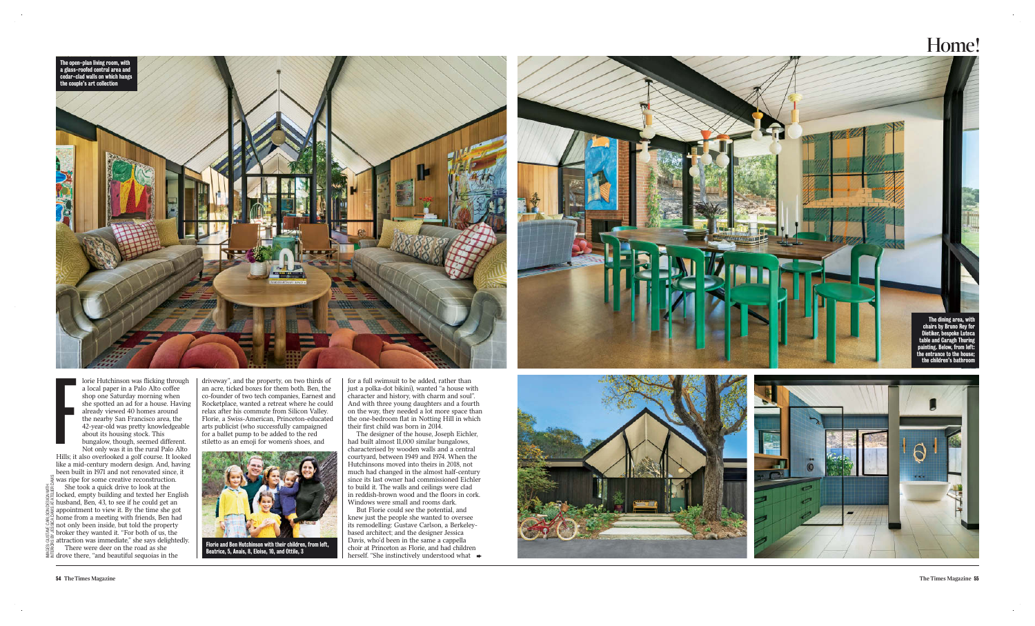The open-plan living room, with a glass-roofed central area and cedar-clad walls on which hangs the couple's art collection

The dining area, with chairs by Bruno Rey for Dietiker, bespoke Luteca table and Caragh Thuring painting. Below, from left: the entrance to the house; the children's bathroom

Florie Hutchinson was flicking through a local paper in a Palo Alto coffee shop one Saturday morning when she spotted an ad for a house. Having already viewed 40 homes around the nearby San Francisco area, the 42-year-old was pretty knowledgeable about its housing stock. This bungalow, though, seemed different.

Not only was it in the rural Palo Alto Hills; it also overlooked a golf course. It looked like a mid-century modern design. And, having been built in 1971 and not renovated since, it was ripe for some creative reconstruction.

She took a quick drive to look at the locked, empty building and texted her English husband, Ben, 43, to see if he could get an appointment to view it. By the time she got home from a meeting with friends, Ben had not only been inside, but told the property broker they wanted it. "For both of us, the attraction was immediate," she says delightedly.

There were deer on the road as she drove there, "and beautiful sequoias in the driveway", and the property, on two thirds of an acre, ticked boxes for them both. Ben, the co-founder of two tech companies, Earnest and Rocketplace, wanted a retreat where he could relax after his commute from Silicon Valley. Florie, a Swiss-American, Princeton-educated arts publicist (who successfully campaigned for a ballet pump to be added to the red stiletto as an emoji for women's shoes, and for a full swimsuit to be added, rather than just a polka-dot bikini), wanted "a house with character and history, with charm and soul". And with three young daughters and a fourth on the way, they needed a lot more space than the one-bedroom flat in Notting Hill in which their first child was born in 2014.

Florie and Ben Hutchinson with their children, from left, Beatrice, 5, Anaïs, 8, Eloise, 10, and Ottilie, 3

The designer of the house, Joseph Eichler, had built almost 11,000 similar bungalows, characterised by wooden walls and a central courtyard, between 1949 and 1974. When the Hutchinsons moved into theirs in 2018, not much had changed in the almost half-century since its last owner had commissioned Eichler to build it. The walls and ceilings were clad in reddish-brown wood and the floors in cork. Windows were small and rooms dark.

But Florie could see the potential, and knew just the people she wanted to oversee its remodelling: Gustave Carlson, a Berkeley-based architect; and the designer Jessica Davis, who'd been in the same a cappella choir at Princeton as Florie, and had children herself. "She instinctively understood what ➡

IMAGES: GUSTAVE CARLSON DESIGN WITH INTERIORS BY JESSICA DAVIS AT ATELIER DAVIS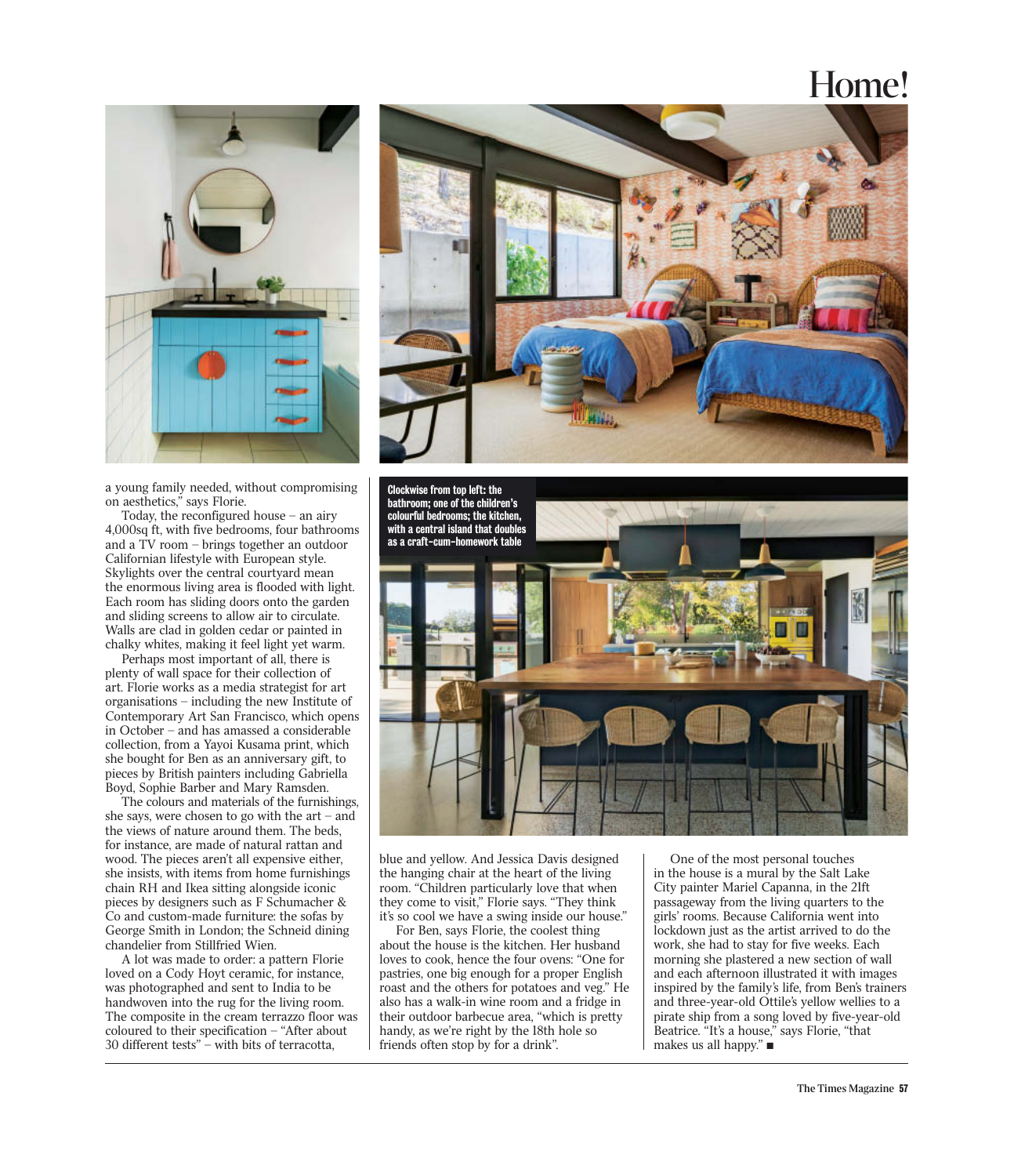a young family needed, without compromising on aesthetics," says Florie.

Today, the reconfigured house – an airy 4,000sq ft, with five bedrooms, four bathrooms and a TV room – brings together an outdoor Californian lifestyle with European style. Skylights over the central courtyard mean the enormous living area is flooded with light. Each room has sliding doors onto the garden and sliding screens to allow air to circulate. Walls are clad in golden cedar or painted in chalky whites, making it feel light yet warm.

Perhaps most important of all, there is plenty of wall space for their collection of art. Florie works as a media strategist for art organisations – including the new Institute of Contemporary Art San Francisco, which opens in October – and has amassed a considerable collection, from a Yayoi Kusama print, which she bought for Ben as an anniversary gift, to pieces by British painters including Gabriella Boyd, Sophie Barber and Mary Ramsden.

The colours and materials of the furnishings, she says, were chosen to go with the art – and the views of nature around them. The beds, for instance, are made of natural rattan and wood. The pieces aren't all expensive either, she insists, with items from home furnishings chain RH and Ikea sitting alongside iconic pieces by designers such as F Schumacher & Co and custom-made furniture: the sofas by George Smith in London; the Schneid dining chandelier from Stillfried Wien.

A lot was made to order: a pattern Florie loved on a Cody Hoyt ceramic, for instance, was photographed and sent to India to be handwoven into the rug for the living room. The composite in the cream terrazzo floor was coloured to their specification – "After about 30 different tests" – with bits of terracotta, blue and yellow. And Jessica Davis designed the hanging chair at the heart of the living room. "Children particularly love that when they come to visit," Florie says. "They think it's so cool we have a swing inside our house."

For Ben, says Florie, the coolest thing about the house is the kitchen. Her husband loves to cook, hence the four ovens: "One for pastries, one big enough for a proper English roast and the others for potatoes and veg." He also has a walk-in wine room and a fridge in their outdoor barbecue area, "which is pretty handy, as we're right by the 18th hole so friends often stop by for a drink".

One of the most personal touches in the house is a mural by the Salt Lake City painter Mariel Capanna, in the 21ft passageway from the living quarters to the girls' rooms. Because California went into lockdown just as the artist arrived to do the work, she had to stay for five weeks. Each morning she plastered a new section of wall and each afternoon illustrated it with images inspired by the family's life, from Ben's trainers and three-year-old Ottile's yellow wellies to a pirate ship from a song loved by five-year-old Beatrice. "It's a house," says Florie, "that makes us all happy." ■

**Clockwise from top left: the bathroom; one of the children's colourful bedrooms; the kitchen, with a central island that doubles as a craft-cum-homework table**